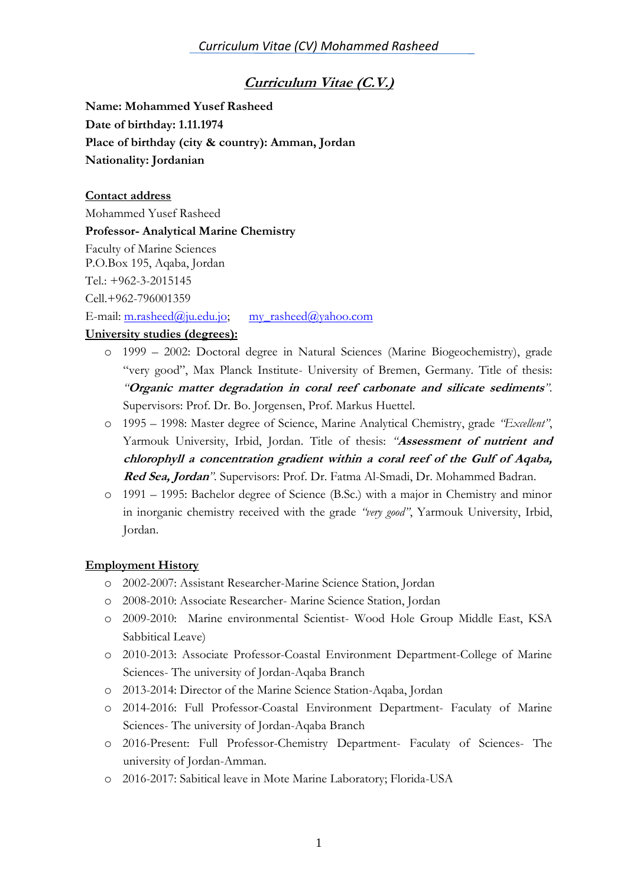# *Curriculum Vitae (C.V.)*

**Name: Mohammed Yusef Rasheed**
**Date of birthday: 1.11.1974**
**Place of birthday (city & country): Amman, Jordan**
**Nationality: Jordanian**

**Contact address**

Mohammed Yusef Rasheed
**Professor- Analytical Marine Chemistry**
Faculty of Marine Sciences
P.O.Box 195, Aqaba, Jordan
Tel.: +962-3-2015145
Cell.+962-796001359
E-mail: m.rasheed@ju.edu.jo; my_rasheed@yahoo.com

**University studies (degrees):**

- 1999 – 2002: Doctoral degree in Natural Sciences (Marine Biogeochemistry), grade "very good", Max Planck Institute- University of Bremen, Germany. Title of thesis: *"**Organic matter degradation in coral reef carbonate and silicate sediments**"*. Supervisors: Prof. Dr. Bo. Jorgensen, Prof. Markus Huettel.
- 1995 – 1998: Master degree of Science, Marine Analytical Chemistry, grade *"Excellent"*, Yarmouk University, Irbid, Jordan. Title of thesis: *"**Assessment of nutrient and chlorophyll a concentration gradient within a coral reef of the Gulf of Aqaba, Red Sea, Jordan**"*. Supervisors: Prof. Dr. Fatma Al-Smadi, Dr. Mohammed Badran.
- 1991 – 1995: Bachelor degree of Science (B.Sc.) with a major in Chemistry and minor in inorganic chemistry received with the grade *"very good"*, Yarmouk University, Irbid, Jordan.

**Employment History**

- 2002-2007: Assistant Researcher-Marine Science Station, Jordan
- 2008-2010: Associate Researcher- Marine Science Station, Jordan
- 2009-2010: Marine environmental Scientist- Wood Hole Group Middle East, KSA Sabbitical Leave)
- 2010-2013: Associate Professor-Coastal Environment Department-College of Marine Sciences- The university of Jordan-Aqaba Branch
- 2013-2014: Director of the Marine Science Station-Aqaba, Jordan
- 2014-2016: Full Professor-Coastal Environment Department- Faculaty of Marine Sciences- The university of Jordan-Aqaba Branch
- 2016-Present: Full Professor-Chemistry Department- Faculaty of Sciences- The university of Jordan-Amman.
- 2016-2017: Sabitical leave in Mote Marine Laboratory; Florida-USA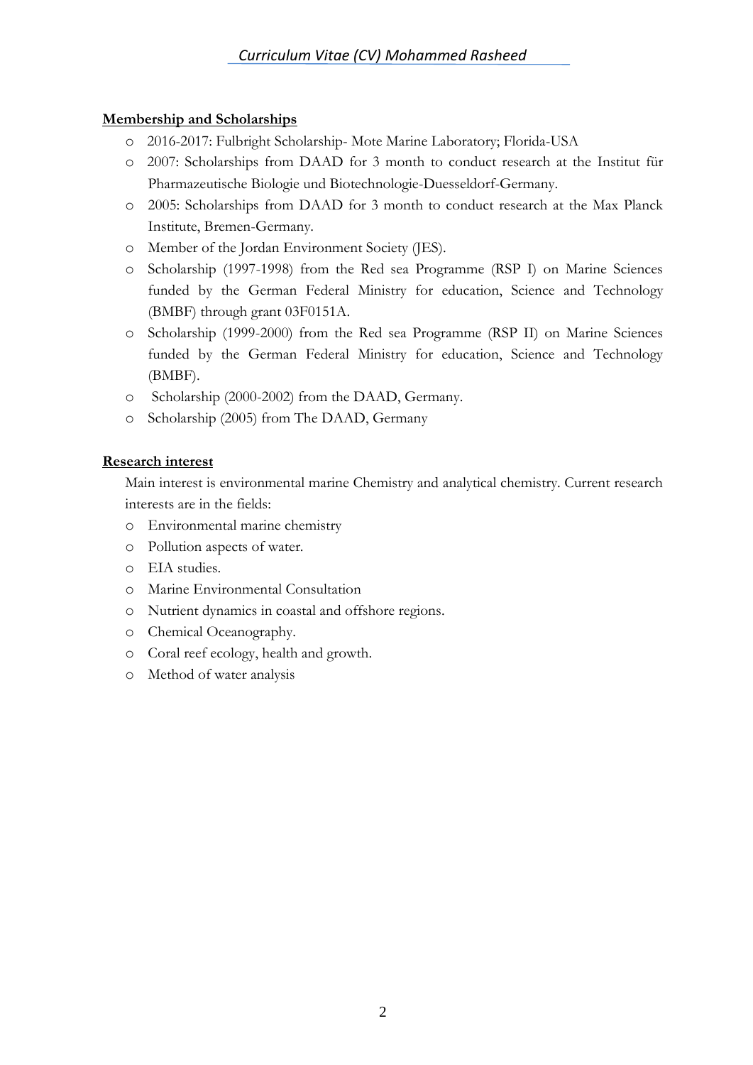**Membership and Scholarships**

- 2016-2017: Fulbright Scholarship- Mote Marine Laboratory; Florida-USA
- 2007: Scholarships from DAAD for 3 month to conduct research at the Institut für Pharmazeutische Biologie und Biotechnologie-Duesseldorf-Germany.
- 2005: Scholarships from DAAD for 3 month to conduct research at the Max Planck Institute, Bremen-Germany.
- Member of the Jordan Environment Society (JES).
- Scholarship (1997-1998) from the Red sea Programme (RSP I) on Marine Sciences funded by the German Federal Ministry for education, Science and Technology (BMBF) through grant 03F0151A.
- Scholarship (1999-2000) from the Red sea Programme (RSP II) on Marine Sciences funded by the German Federal Ministry for education, Science and Technology (BMBF).
- Scholarship (2000-2002) from the DAAD, Germany.
- Scholarship (2005) from The DAAD, Germany

**Research interest**

Main interest is environmental marine Chemistry and analytical chemistry. Current research interests are in the fields:

- Environmental marine chemistry
- Pollution aspects of water.
- EIA studies.
- Marine Environmental Consultation
- Nutrient dynamics in coastal and offshore regions.
- Chemical Oceanography.
- Coral reef ecology, health and growth.
- Method of water analysis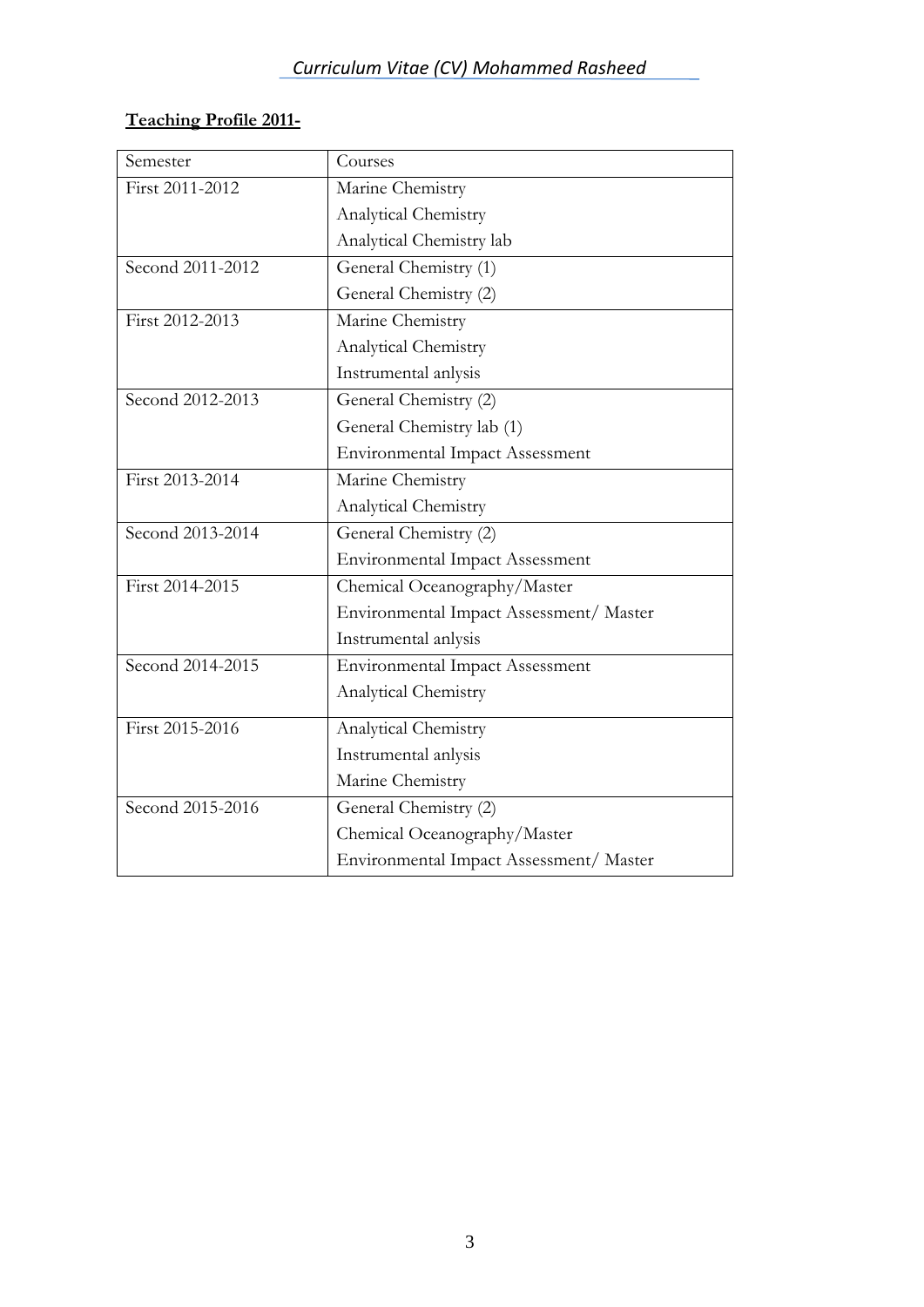**Teaching Profile 2011-**

| Semester | Courses |
|---|---|
| First 2011-2012 | Marine Chemistry<br>Analytical Chemistry<br>Analytical Chemistry lab |
| Second 2011-2012 | General Chemistry (1)<br>General Chemistry (2) |
| First 2012-2013 | Marine Chemistry<br>Analytical Chemistry<br>Instrumental anlysis |
| Second 2012-2013 | General Chemistry (2)<br>General Chemistry lab (1)<br>Environmental Impact Assessment |
| First 2013-2014 | Marine Chemistry<br>Analytical Chemistry |
| Second 2013-2014 | General Chemistry (2)<br>Environmental Impact Assessment |
| First 2014-2015 | Chemical Oceanography/Master<br>Environmental Impact Assessment/ Master<br>Instrumental anlysis |
| Second 2014-2015 | Environmental Impact Assessment<br>Analytical Chemistry |
| First 2015-2016 | Analytical Chemistry<br>Instrumental anlysis<br>Marine Chemistry |
| Second 2015-2016 | General Chemistry (2)<br>Chemical Oceanography/Master<br>Environmental Impact Assessment/ Master |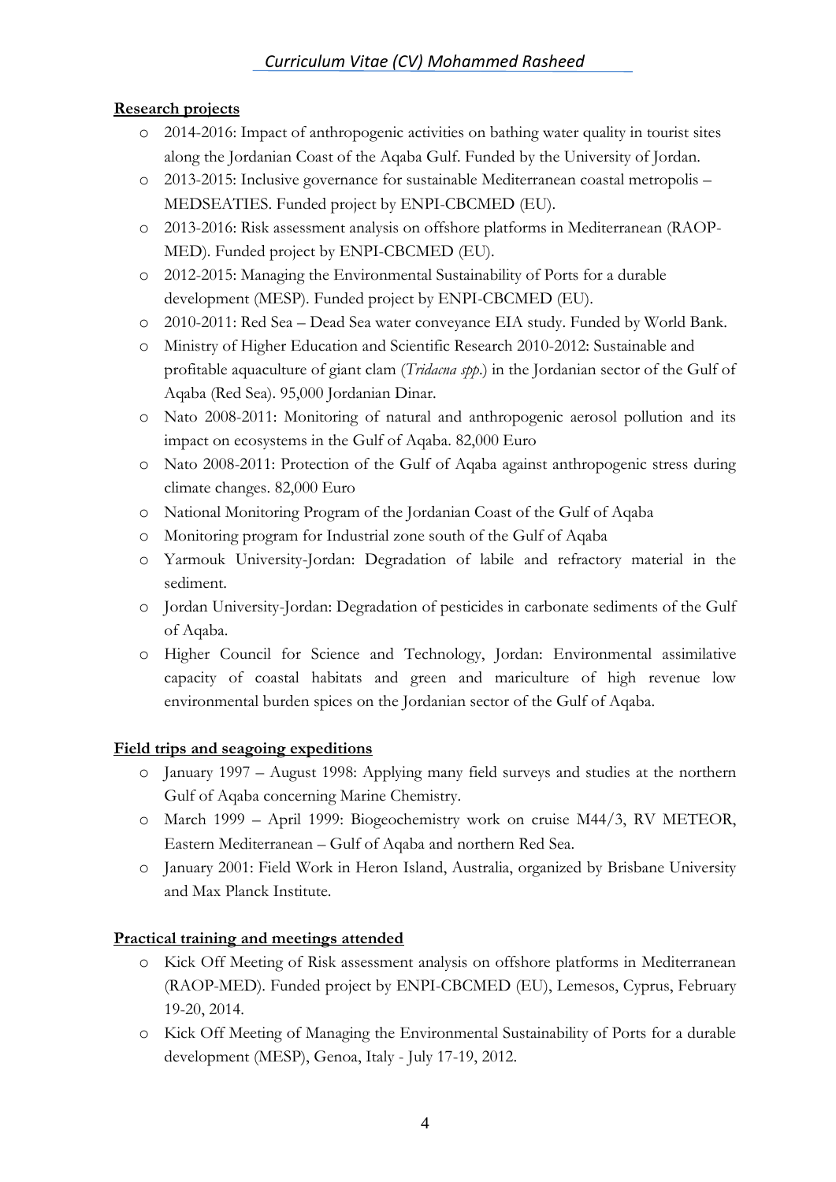**Research projects**

- 2014-2016: Impact of anthropogenic activities on bathing water quality in tourist sites along the Jordanian Coast of the Aqaba Gulf. Funded by the University of Jordan.
- 2013-2015: Inclusive governance for sustainable Mediterranean coastal metropolis – MEDSEATIES. Funded project by ENPI-CBCMED (EU).
- 2013-2016: Risk assessment analysis on offshore platforms in Mediterranean (RAOP-MED). Funded project by ENPI-CBCMED (EU).
- 2012-2015: Managing the Environmental Sustainability of Ports for a durable development (MESP). Funded project by ENPI-CBCMED (EU).
- 2010-2011: Red Sea – Dead Sea water conveyance EIA study. Funded by World Bank.
- Ministry of Higher Education and Scientific Research 2010-2012: Sustainable and profitable aquaculture of giant clam (*Tridacna spp*.) in the Jordanian sector of the Gulf of Aqaba (Red Sea). 95,000 Jordanian Dinar.
- Nato 2008-2011: Monitoring of natural and anthropogenic aerosol pollution and its impact on ecosystems in the Gulf of Aqaba. 82,000 Euro
- Nato 2008-2011: Protection of the Gulf of Aqaba against anthropogenic stress during climate changes. 82,000 Euro
- National Monitoring Program of the Jordanian Coast of the Gulf of Aqaba
- Monitoring program for Industrial zone south of the Gulf of Aqaba
- Yarmouk University-Jordan: Degradation of labile and refractory material in the sediment.
- Jordan University-Jordan: Degradation of pesticides in carbonate sediments of the Gulf of Aqaba.
- Higher Council for Science and Technology, Jordan: Environmental assimilative capacity of coastal habitats and green and mariculture of high revenue low environmental burden spices on the Jordanian sector of the Gulf of Aqaba.

**Field trips and seagoing expeditions**

- January 1997 – August 1998: Applying many field surveys and studies at the northern Gulf of Aqaba concerning Marine Chemistry.
- March 1999 – April 1999: Biogeochemistry work on cruise M44/3, RV METEOR, Eastern Mediterranean – Gulf of Aqaba and northern Red Sea.
- January 2001: Field Work in Heron Island, Australia, organized by Brisbane University and Max Planck Institute.

**Practical training and meetings attended**

- Kick Off Meeting of Risk assessment analysis on offshore platforms in Mediterranean (RAOP-MED). Funded project by ENPI-CBCMED (EU), Lemesos, Cyprus, February 19-20, 2014.
- Kick Off Meeting of Managing the Environmental Sustainability of Ports for a durable development (MESP), Genoa, Italy - July 17-19, 2012.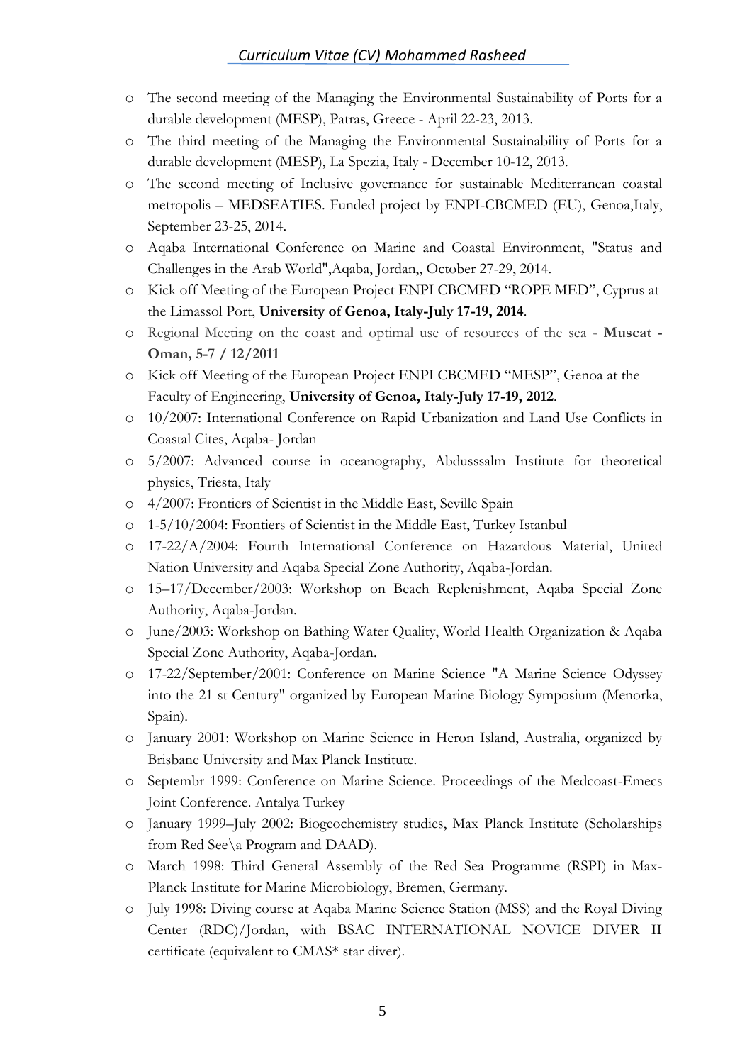- The second meeting of the Managing the Environmental Sustainability of Ports for a durable development (MESP), Patras, Greece - April 22-23, 2013.
- The third meeting of the Managing the Environmental Sustainability of Ports for a durable development (MESP), La Spezia, Italy - December 10-12, 2013.
- The second meeting of Inclusive governance for sustainable Mediterranean coastal metropolis – MEDSEATIES. Funded project by ENPI-CBCMED (EU), Genoa,Italy, September 23-25, 2014.
- Aqaba International Conference on Marine and Coastal Environment, "Status and Challenges in the Arab World",Aqaba, Jordan,, October 27-29, 2014.
- Kick off Meeting of the European Project ENPI CBCMED "ROPE MED", Cyprus at the Limassol Port, **University of Genoa, Italy-July 17-19, 2014**.
- Regional Meeting on the coast and optimal use of resources of the sea - **Muscat - Oman, 5-7 / 12/2011**
- Kick off Meeting of the European Project ENPI CBCMED "MESP", Genoa at the Faculty of Engineering, **University of Genoa, Italy-July 17-19, 2012**.
- 10/2007: International Conference on Rapid Urbanization and Land Use Conflicts in Coastal Cites, Aqaba- Jordan
- 5/2007: Advanced course in oceanography, Abdusssalm Institute for theoretical physics, Triesta, Italy
- 4/2007: Frontiers of Scientist in the Middle East, Seville Spain
- 1-5/10/2004: Frontiers of Scientist in the Middle East, Turkey Istanbul
- 17-22/A/2004: Fourth International Conference on Hazardous Material, United Nation University and Aqaba Special Zone Authority, Aqaba-Jordan.
- 15–17/December/2003: Workshop on Beach Replenishment, Aqaba Special Zone Authority, Aqaba-Jordan.
- June/2003: Workshop on Bathing Water Quality, World Health Organization & Aqaba Special Zone Authority, Aqaba-Jordan.
- 17-22/September/2001: Conference on Marine Science "A Marine Science Odyssey into the 21 st Century" organized by European Marine Biology Symposium (Menorka, Spain).
- January 2001: Workshop on Marine Science in Heron Island, Australia, organized by Brisbane University and Max Planck Institute.
- Septembr 1999: Conference on Marine Science. Proceedings of the Medcoast-Emecs Joint Conference. Antalya Turkey
- January 1999–July 2002: Biogeochemistry studies, Max Planck Institute (Scholarships from Red See\a Program and DAAD).
- March 1998: Third General Assembly of the Red Sea Programme (RSPI) in Max-Planck Institute for Marine Microbiology, Bremen, Germany.
- July 1998: Diving course at Aqaba Marine Science Station (MSS) and the Royal Diving Center (RDC)/Jordan, with BSAC INTERNATIONAL NOVICE DIVER II certificate (equivalent to CMAS* star diver).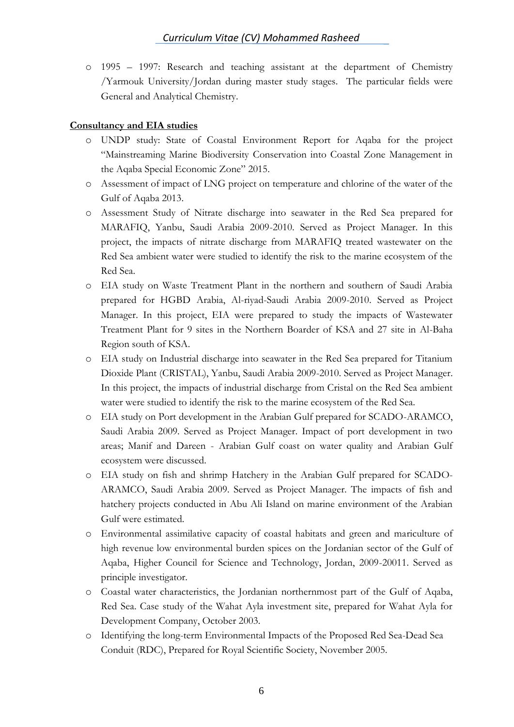- 1995 – 1997: Research and teaching assistant at the department of Chemistry /Yarmouk University/Jordan during master study stages. The particular fields were General and Analytical Chemistry.

**Consultancy and EIA studies**

- UNDP study: State of Coastal Environment Report for Aqaba for the project "Mainstreaming Marine Biodiversity Conservation into Coastal Zone Management in the Aqaba Special Economic Zone" 2015.
- Assessment of impact of LNG project on temperature and chlorine of the water of the Gulf of Aqaba 2013.
- Assessment Study of Nitrate discharge into seawater in the Red Sea prepared for MARAFIQ, Yanbu, Saudi Arabia 2009-2010. Served as Project Manager. In this project, the impacts of nitrate discharge from MARAFIQ treated wastewater on the Red Sea ambient water were studied to identify the risk to the marine ecosystem of the Red Sea.
- EIA study on Waste Treatment Plant in the northern and southern of Saudi Arabia prepared for HGBD Arabia, Al-riyad-Saudi Arabia 2009-2010. Served as Project Manager. In this project, EIA were prepared to study the impacts of Wastewater Treatment Plant for 9 sites in the Northern Boarder of KSA and 27 site in Al-Baha Region south of KSA.
- EIA study on Industrial discharge into seawater in the Red Sea prepared for Titanium Dioxide Plant (CRISTAL), Yanbu, Saudi Arabia 2009-2010. Served as Project Manager. In this project, the impacts of industrial discharge from Cristal on the Red Sea ambient water were studied to identify the risk to the marine ecosystem of the Red Sea.
- EIA study on Port development in the Arabian Gulf prepared for SCADO-ARAMCO, Saudi Arabia 2009. Served as Project Manager. Impact of port development in two areas; Manif and Dareen - Arabian Gulf coast on water quality and Arabian Gulf ecosystem were discussed.
- EIA study on fish and shrimp Hatchery in the Arabian Gulf prepared for SCADO-ARAMCO, Saudi Arabia 2009. Served as Project Manager. The impacts of fish and hatchery projects conducted in Abu Ali Island on marine environment of the Arabian Gulf were estimated.
- Environmental assimilative capacity of coastal habitats and green and mariculture of high revenue low environmental burden spices on the Jordanian sector of the Gulf of Aqaba, Higher Council for Science and Technology, Jordan, 2009-20011. Served as principle investigator.
- Coastal water characteristics, the Jordanian northernmost part of the Gulf of Aqaba, Red Sea. Case study of the Wahat Ayla investment site, prepared for Wahat Ayla for Development Company, October 2003.
- Identifying the long-term Environmental Impacts of the Proposed Red Sea-Dead Sea Conduit (RDC), Prepared for Royal Scientific Society, November 2005.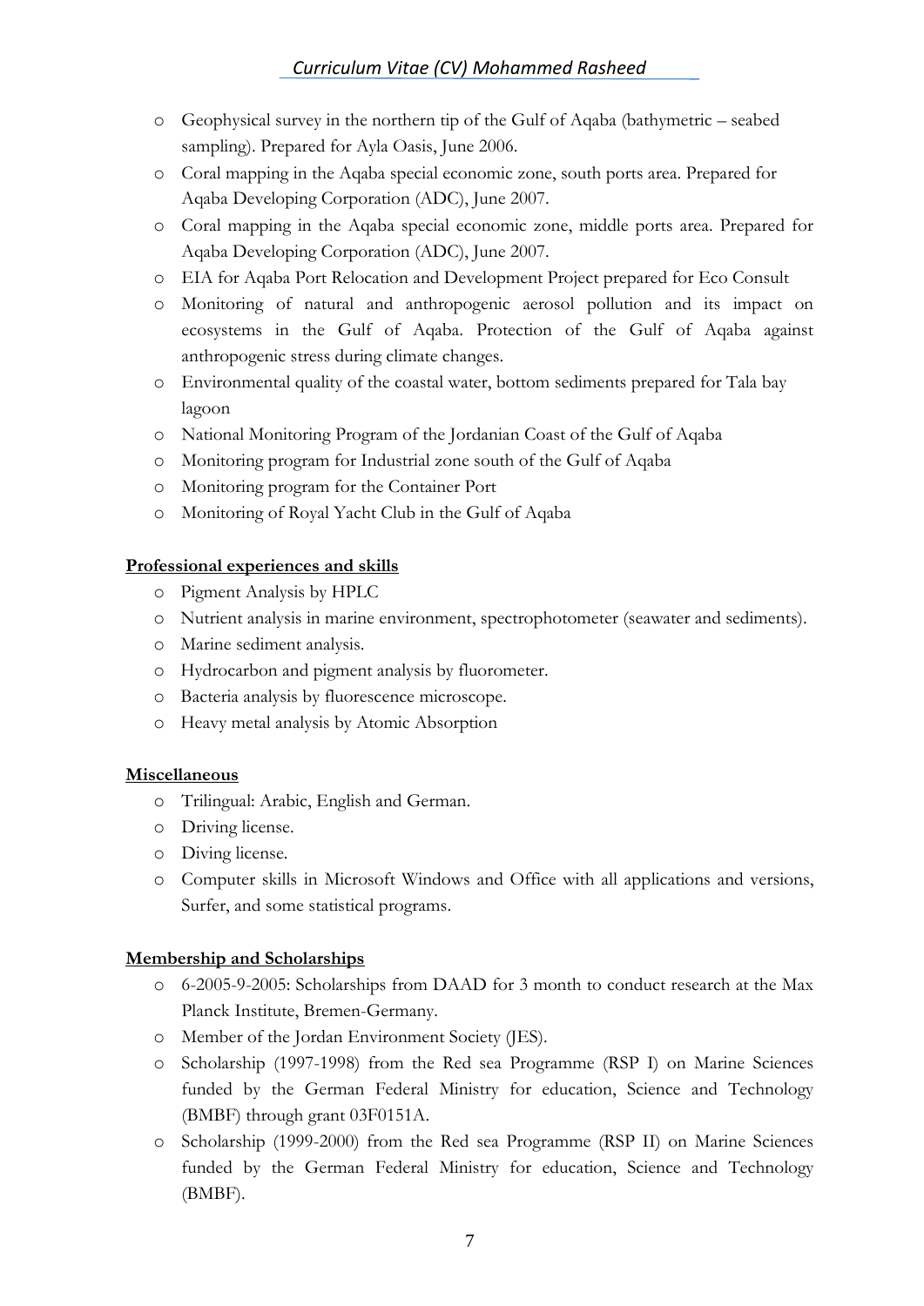- Geophysical survey in the northern tip of the Gulf of Aqaba (bathymetric – seabed sampling). Prepared for Ayla Oasis, June 2006.
- Coral mapping in the Aqaba special economic zone, south ports area. Prepared for Aqaba Developing Corporation (ADC), June 2007.
- Coral mapping in the Aqaba special economic zone, middle ports area. Prepared for Aqaba Developing Corporation (ADC), June 2007.
- EIA for Aqaba Port Relocation and Development Project prepared for Eco Consult
- Monitoring of natural and anthropogenic aerosol pollution and its impact on ecosystems in the Gulf of Aqaba. Protection of the Gulf of Aqaba against anthropogenic stress during climate changes.
- Environmental quality of the coastal water, bottom sediments prepared for Tala bay lagoon
- National Monitoring Program of the Jordanian Coast of the Gulf of Aqaba
- Monitoring program for Industrial zone south of the Gulf of Aqaba
- Monitoring program for the Container Port
- Monitoring of Royal Yacht Club in the Gulf of Aqaba

**Professional experiences and skills**

- Pigment Analysis by HPLC
- Nutrient analysis in marine environment, spectrophotometer (seawater and sediments).
- Marine sediment analysis.
- Hydrocarbon and pigment analysis by fluorometer.
- Bacteria analysis by fluorescence microscope.
- Heavy metal analysis by Atomic Absorption

**Miscellaneous**

- Trilingual: Arabic, English and German.
- Driving license.
- Diving license.
- Computer skills in Microsoft Windows and Office with all applications and versions, Surfer, and some statistical programs.

**Membership and Scholarships**

- 6-2005-9-2005: Scholarships from DAAD for 3 month to conduct research at the Max Planck Institute, Bremen-Germany.
- Member of the Jordan Environment Society (JES).
- Scholarship (1997-1998) from the Red sea Programme (RSP I) on Marine Sciences funded by the German Federal Ministry for education, Science and Technology (BMBF) through grant 03F0151A.
- Scholarship (1999-2000) from the Red sea Programme (RSP II) on Marine Sciences funded by the German Federal Ministry for education, Science and Technology (BMBF).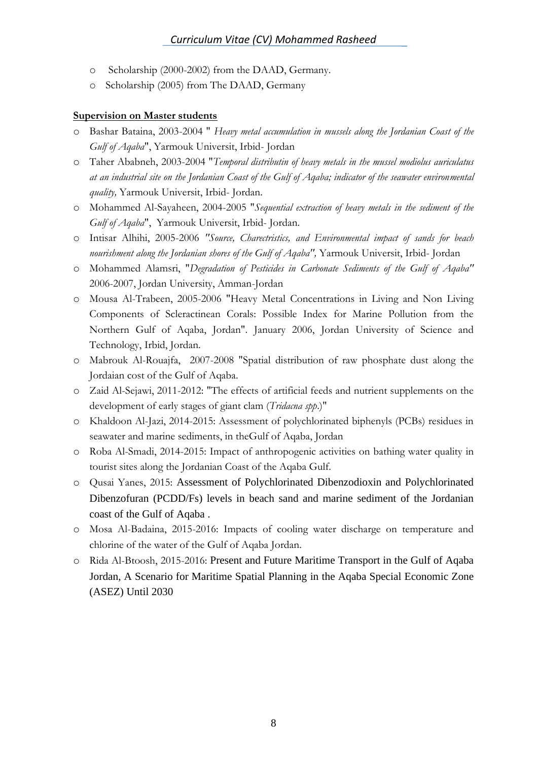- Scholarship (2000-2002) from the DAAD, Germany.
- Scholarship (2005) from The DAAD, Germany

**Supervision on Master students**

- Bashar Bataina, 2003-2004 " *Heavy metal accumulation in mussels along the Jordanian Coast of the Gulf of Aqaba*", Yarmouk Universit, Irbid- Jordan
- Taher Ababneh, 2003-2004 "*Temporal distributin of heavy metals in the mussel modiolus auriculatus at an industrial site on the Jordanian Coast of the Gulf of Aqaba; indicator of the seawater environmental quality,* Yarmouk Universit, Irbid- Jordan.
- Mohammed Al-Sayaheen, 2004-2005 "*Sequential extraction of heavy metals in the sediment of the Gulf of Aqaba*", Yarmouk Universit, Irbid- Jordan.
- Intisar Alhihi, 2005-2006 *"Source, Charectristics, and Environmental impact of sands for beach nourishment along the Jordanian shores of the Gulf of Aqaba",* Yarmouk Universit, Irbid- Jordan
- Mohammed Alamsri, "*Degradation of Pesticides in Carbonate Sediments of the Gulf of Aqaba"* 2006-2007, Jordan University, Amman-Jordan
- Mousa Al-Trabeen, 2005-2006 "Heavy Metal Concentrations in Living and Non Living Components of Scleractinean Corals: Possible Index for Marine Pollution from the Northern Gulf of Aqaba, Jordan". January 2006, Jordan University of Science and Technology, Irbid, Jordan.
- Mabrouk Al-Rouajfa, 2007-2008 "Spatial distribution of raw phosphate dust along the Jordaian cost of the Gulf of Aqaba.
- Zaid Al-Sejawi, 2011-2012: "The effects of artificial feeds and nutrient supplements on the development of early stages of giant clam (*Tridacna spp*.)"
- Khaldoon Al-Jazi, 2014-2015: Assessment of polychlorinated biphenyls (PCBs) residues in seawater and marine sediments, in theGulf of Aqaba, Jordan
- Roba Al-Smadi, 2014-2015: Impact of anthropogenic activities on bathing water quality in tourist sites along the Jordanian Coast of the Aqaba Gulf.
- Qusai Yanes, 2015: Assessment of Polychlorinated Dibenzodioxin and Polychlorinated Dibenzofuran (PCDD/Fs) levels in beach sand and marine sediment of the Jordanian coast of the Gulf of Aqaba .
- Mosa Al-Badaina, 2015-2016: Impacts of cooling water discharge on temperature and chlorine of the water of the Gulf of Aqaba Jordan.
- Rida Al-Btoosh, 2015-2016: Present and Future Maritime Transport in the Gulf of Aqaba Jordan, A Scenario for Maritime Spatial Planning in the Aqaba Special Economic Zone (ASEZ) Until 2030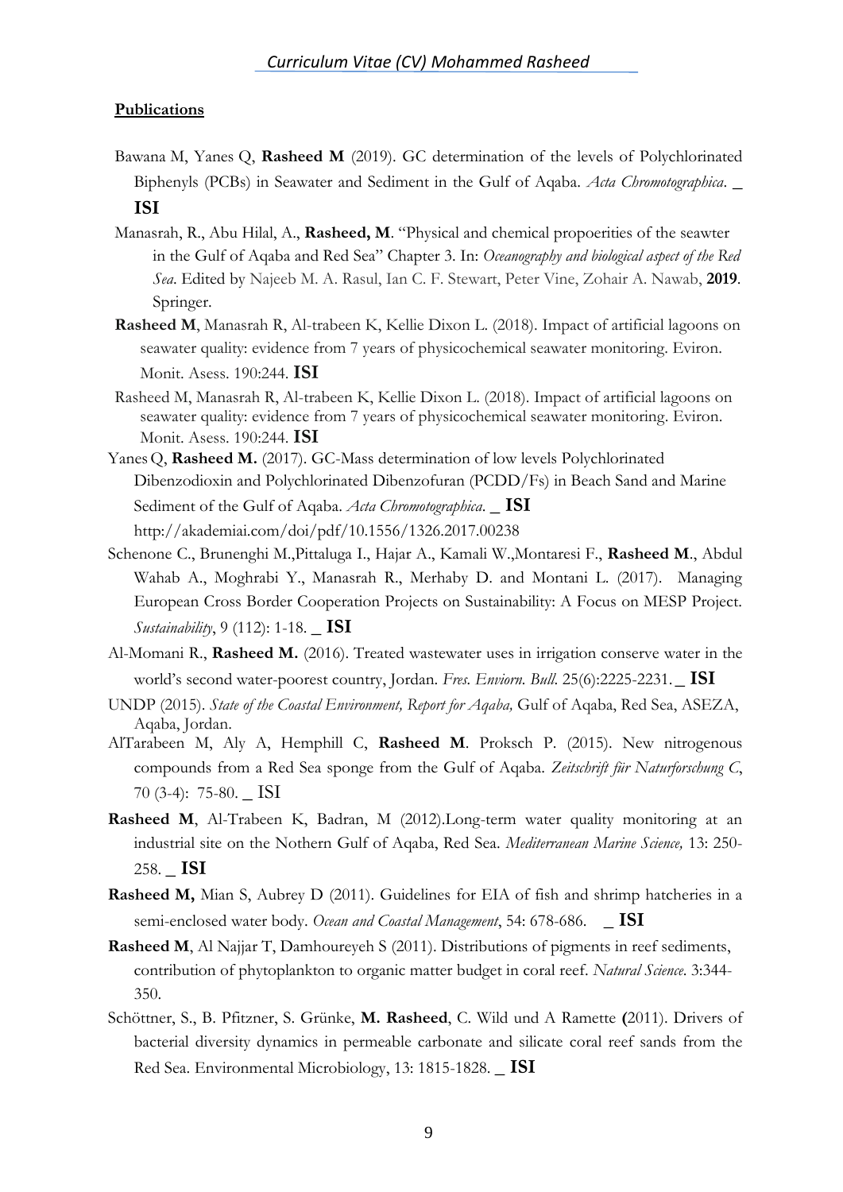**Publications**

Bawana M, Yanes Q, **Rasheed M** (2019). GC determination of the levels of Polychlorinated Biphenyls (PCBs) in Seawater and Sediment in the Gulf of Aqaba. *Acta Chromotographica*. _ **ISI**

Manasrah, R., Abu Hilal, A., **Rasheed, M**. "Physical and chemical propoerities of the seawter in the Gulf of Aqaba and Red Sea" Chapter 3. In: *Oceanography and biological aspect of the Red Sea*. Edited by Najeeb M. A. Rasul, Ian C. F. Stewart, Peter Vine, Zohair A. Nawab, **2019**. Springer.

**Rasheed M**, Manasrah R, Al-trabeen K, Kellie Dixon L. (2018). Impact of artificial lagoons on seawater quality: evidence from 7 years of physicochemical seawater monitoring. Eviron. Monit. Asess. 190:244. **ISI**

Rasheed M, Manasrah R, Al-trabeen K, Kellie Dixon L. (2018). Impact of artificial lagoons on seawater quality: evidence from 7 years of physicochemical seawater monitoring. Eviron. Monit. Asess. 190:244. **ISI**

Yanes Q, **Rasheed M.** (2017). GC-Mass determination of low levels Polychlorinated Dibenzodioxin and Polychlorinated Dibenzofuran (PCDD/Fs) in Beach Sand and Marine Sediment of the Gulf of Aqaba. *Acta Chromotographica*. _ **ISI** http://akademiai.com/doi/pdf/10.1556/1326.2017.00238

Schenone C., Brunenghi M.,Pittaluga I., Hajar A., Kamali W.,Montaresi F., **Rasheed M**., Abdul Wahab A., Moghrabi Y., Manasrah R., Merhaby D. and Montani L. (2017). Managing European Cross Border Cooperation Projects on Sustainability: A Focus on MESP Project. *Sustainability*, 9 (112): 1-18. _ **ISI**

Al-Momani R., **Rasheed M.** (2016). Treated wastewater uses in irrigation conserve water in the world's second water-poorest country, Jordan. *Fres. Enviorn. Bull.* 25(6):2225-2231. _ **ISI**

UNDP (2015). *State of the Coastal Environment, Report for Aqaba,* Gulf of Aqaba, Red Sea, ASEZA, Aqaba, Jordan.

AlTarabeen M, Aly A, Hemphill C, **Rasheed M**. Proksch P. (2015). New nitrogenous compounds from a Red Sea sponge from the Gulf of Aqaba. *Zeitschrift für Naturforschung C*, 70 (3-4): 75-80. _ ISI

**Rasheed M**, Al-Trabeen K, Badran, M (2012).Long-term water quality monitoring at an industrial site on the Nothern Gulf of Aqaba, Red Sea. *Mediterranean Marine Science,* 13: 250-258. _ **ISI**

**Rasheed M,** Mian S, Aubrey D (2011). Guidelines for EIA of fish and shrimp hatcheries in a semi-enclosed water body. *Ocean and Coastal Management*, 54: 678-686. _ **ISI**

**Rasheed M**, Al Najjar T, Damhoureyeh S (2011). Distributions of pigments in reef sediments, contribution of phytoplankton to organic matter budget in coral reef. *Natural Science*. 3:344-350.

Schöttner, S., B. Pfitzner, S. Grünke, **M. Rasheed**, C. Wild und A Ramette **(**2011). Drivers of bacterial diversity dynamics in permeable carbonate and silicate coral reef sands from the Red Sea. Environmental Microbiology, 13: 1815-1828. _ **ISI**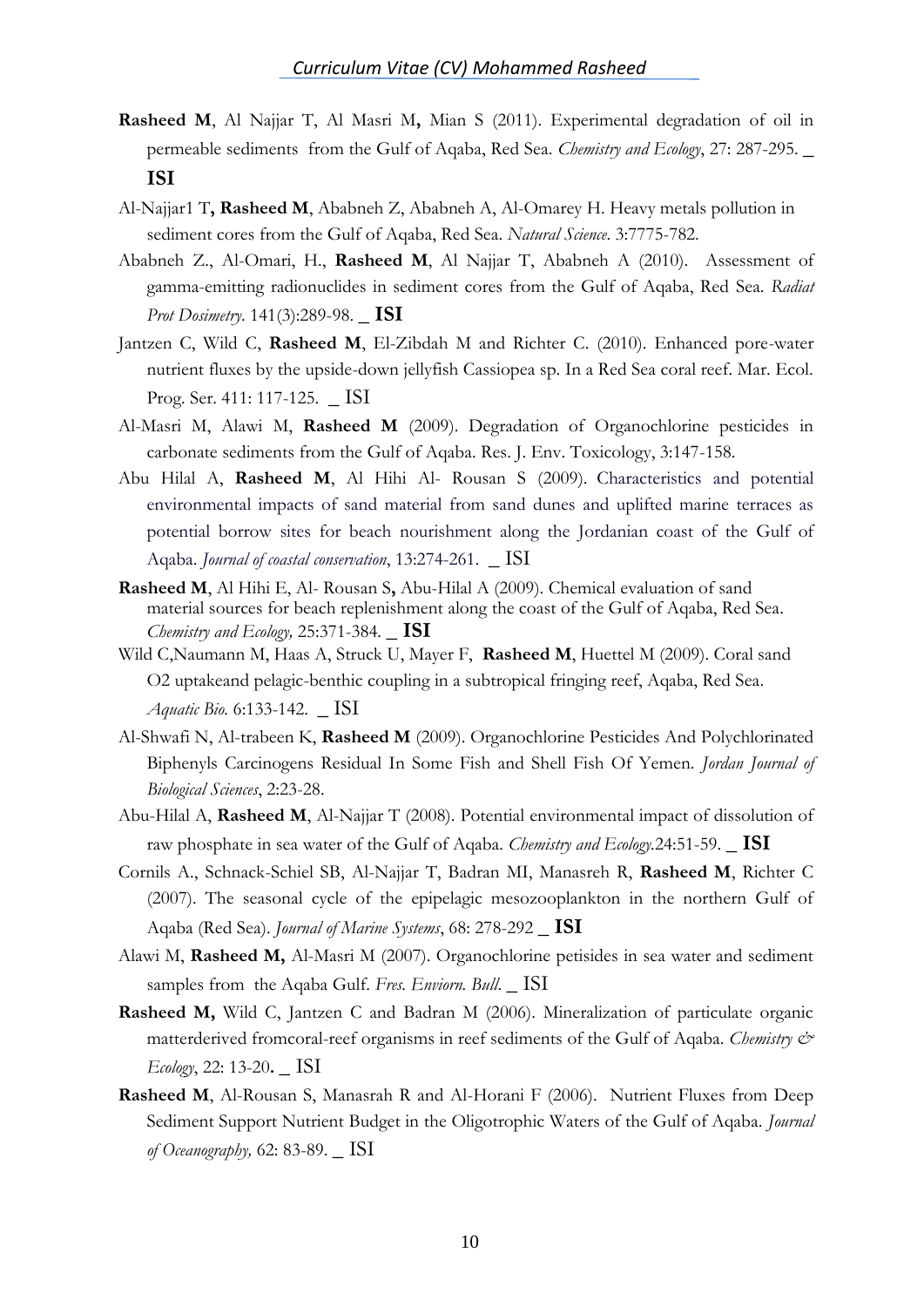**Rasheed M**, Al Najjar T, Al Masri M**,** Mian S (2011). Experimental degradation of oil in permeable sediments from the Gulf of Aqaba, Red Sea. *Chemistry and Ecology*, 27: 287-295. _ **ISI**

Al-Najjar1 T**, Rasheed M**, Ababneh Z, Ababneh A, Al-Omarey H. Heavy metals pollution in sediment cores from the Gulf of Aqaba, Red Sea. *Natural Science*. 3:7775-782.

Ababneh Z., Al-Omari, H., **Rasheed M**, Al Najjar T, Ababneh A (2010). Assessment of gamma-emitting radionuclides in sediment cores from the Gulf of Aqaba, Red Sea. *Radiat Prot Dosimetry*. 141(3):289-98. _ **ISI**

Jantzen C, Wild C, **Rasheed M**, El-Zibdah M and Richter C. (2010). Enhanced pore-water nutrient fluxes by the upside-down jellyfish Cassiopea sp. In a Red Sea coral reef. Mar. Ecol. Prog. Ser. 411: 117-125. _ ISI

Al-Masri M, Alawi M, **Rasheed M** (2009). Degradation of Organochlorine pesticides in carbonate sediments from the Gulf of Aqaba. Res. J. Env. Toxicology, 3:147-158.

Abu Hilal A, **Rasheed M**, Al Hihi Al- Rousan S (2009). Characteristics and potential environmental impacts of sand material from sand dunes and uplifted marine terraces as potential borrow sites for beach nourishment along the Jordanian coast of the Gulf of Aqaba. *Journal of coastal conservation*, 13:274-261. _ ISI

**Rasheed M**, Al Hihi E, Al- Rousan S**,** Abu-Hilal A (2009). Chemical evaluation of sand material sources for beach replenishment along the coast of the Gulf of Aqaba, Red Sea. *Chemistry and Ecology,* 25:371-384. _ **ISI**

Wild C,Naumann M, Haas A, Struck U, Mayer F, **Rasheed M**, Huettel M (2009). Coral sand O2 uptakeand pelagic-benthic coupling in a subtropical fringing reef, Aqaba, Red Sea. *Aquatic Bio.* 6:133-142. _ ISI

Al-Shwafi N, Al-trabeen K, **Rasheed M** (2009). Organochlorine Pesticides And Polychlorinated Biphenyls Carcinogens Residual In Some Fish and Shell Fish Of Yemen. *Jordan Journal of Biological Sciences*, 2:23-28.

Abu-Hilal A, **Rasheed M**, Al-Najjar T (2008). Potential environmental impact of dissolution of raw phosphate in sea water of the Gulf of Aqaba. *Chemistry and Ecology*.24:51-59. _ **ISI**

Cornils A., Schnack-Schiel SB, Al-Najjar T, Badran MI, Manasreh R, **Rasheed M**, Richter C (2007). The seasonal cycle of the epipelagic mesozooplankton in the northern Gulf of Aqaba (Red Sea). *Journal of Marine Systems*, 68: 278-292 _ **ISI**

Alawi M, **Rasheed M,** Al-Masri M (2007). Organochlorine petisides in sea water and sediment samples from the Aqaba Gulf. *Fres. Enviorn. Bull.* _ ISI

**Rasheed M,** Wild C, Jantzen C and Badran M (2006). Mineralization of particulate organic matterderived fromcoral-reef organisms in reef sediments of the Gulf of Aqaba. *Chemistry & Ecology*, 22: 13-20**.** _ ISI

**Rasheed M**, Al-Rousan S, Manasrah R and Al-Horani F (2006). Nutrient Fluxes from Deep Sediment Support Nutrient Budget in the Oligotrophic Waters of the Gulf of Aqaba. *Journal of Oceanography,* 62: 83-89. _ ISI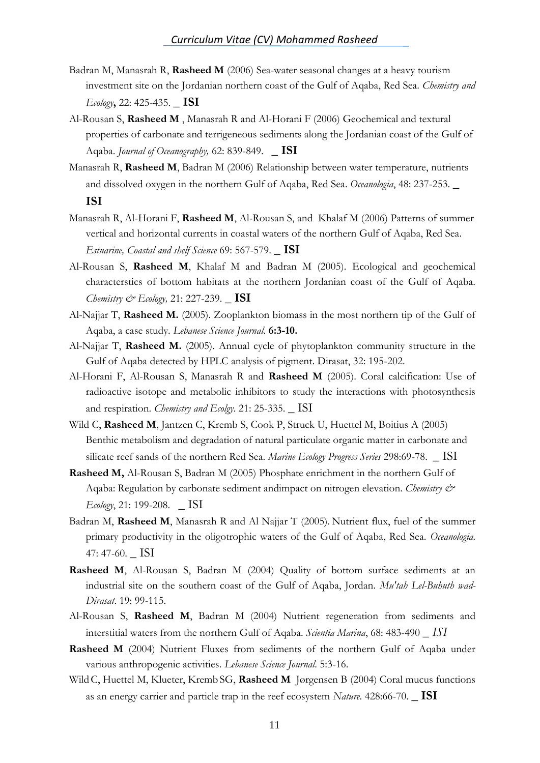Badran M, Manasrah R, **Rasheed M** (2006) Sea-water seasonal changes at a heavy tourism investment site on the Jordanian northern coast of the Gulf of Aqaba, Red Sea. *Chemistry and Ecology***,** 22: 425-435. _ **ISI**

Al-Rousan S, **Rasheed M** , Manasrah R and Al-Horani F (2006) Geochemical and textural properties of carbonate and terrigeneous sediments along the Jordanian coast of the Gulf of Aqaba. *Journal of Oceanography,* 62: 839-849. _ **ISI**

Manasrah R, **Rasheed M**, Badran M (2006) Relationship between water temperature, nutrients and dissolved oxygen in the northern Gulf of Aqaba, Red Sea. *Oceanologia*, 48: 237-253. _ **ISI**

Manasrah R, Al-Horani F, **Rasheed M**, Al-Rousan S, and Khalaf M (2006) Patterns of summer vertical and horizontal currents in coastal waters of the northern Gulf of Aqaba, Red Sea. *Estuarine, Coastal and shelf Science* 69: 567-579. _ **ISI**

Al-Rousan S, **Rasheed M**, Khalaf M and Badran M (2005). Ecological and geochemical characterstics of bottom habitats at the northern Jordanian coast of the Gulf of Aqaba. *Chemistry & Ecology,* 21: 227-239. _ **ISI**

Al-Najjar T, **Rasheed M.** (2005). Zooplankton biomass in the most northern tip of the Gulf of Aqaba, a case study. *Lebanese Science Journal*. **6:3-10.**

Al-Najjar T, **Rasheed M.** (2005). Annual cycle of phytoplankton community structure in the Gulf of Aqaba detected by HPLC analysis of pigment. Dirasat, 32: 195-202.

Al-Horani F, Al-Rousan S, Manasrah R and **Rasheed M** (2005). Coral calcification: Use of radioactive isotope and metabolic inhibitors to study the interactions with photosynthesis and respiration. *Chemistry and Ecolgy*. 21: 25-335. _ ISI

Wild C, **Rasheed M**, Jantzen C, Kremb S, Cook P, Struck U, Huettel M, Boitius A (2005) Benthic metabolism and degradation of natural particulate organic matter in carbonate and silicate reef sands of the northern Red Sea. *Marine Ecology Progress Series* 298:69-78. _ ISI

**Rasheed M,** Al-Rousan S, Badran M (2005) Phosphate enrichment in the northern Gulf of Aqaba: Regulation by carbonate sediment andimpact on nitrogen elevation. *Chemistry & Ecology*, 21: 199-208. _ ISI

Badran M, **Rasheed M**, Manasrah R and Al Najjar T (2005). Nutrient flux, fuel of the summer primary productivity in the oligotrophic waters of the Gulf of Aqaba, Red Sea. *Oceanologia*. 47: 47-60. _ ISI

**Rasheed M**, Al-Rousan S, Badran M (2004) Quality of bottom surface sediments at an industrial site on the southern coast of the Gulf of Aqaba, Jordan. *Mu'tah Lel-Buhuth wad-Dirasat*. 19: 99-115.

Al-Rousan S, **Rasheed M**, Badran M (2004) Nutrient regeneration from sediments and interstitial waters from the northern Gulf of Aqaba. *Scientia Marina*, 68: 483-490 _ *ISI*

**Rasheed M** (2004) Nutrient Fluxes from sediments of the northern Gulf of Aqaba under various anthropogenic activities. *Lebanese Science Journal*. 5:3-16.

Wild C, Huettel M, Klueter, Kremb SG, **Rasheed M** Jørgensen B (2004) Coral mucus functions as an energy carrier and particle trap in the reef ecosystem *Nature*. 428:66-70. _ **ISI**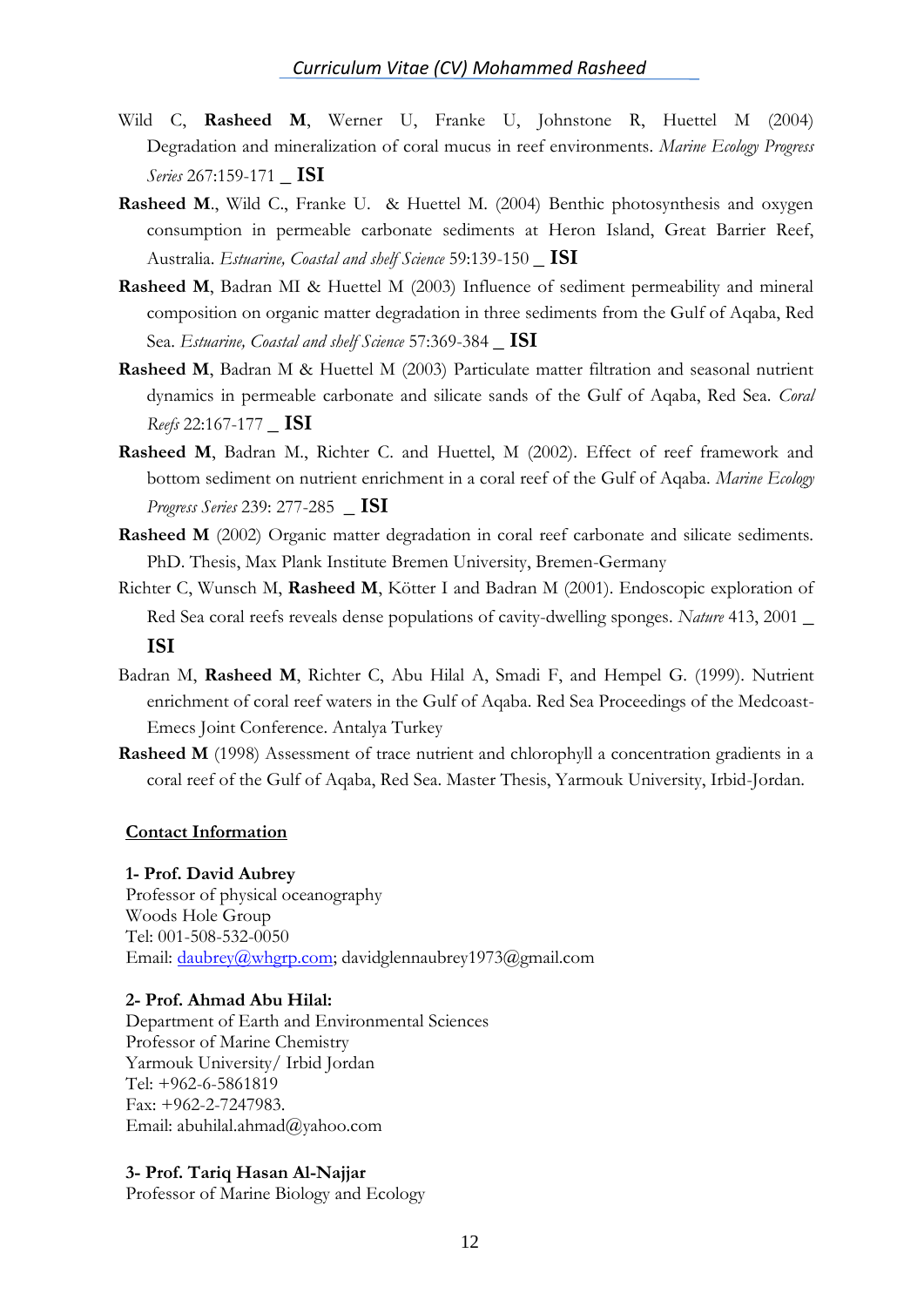Wild C, **Rasheed M**, Werner U, Franke U, Johnstone R, Huettel M (2004) Degradation and mineralization of coral mucus in reef environments. *Marine Ecology Progress Series* 267:159-171 _ **ISI**

**Rasheed M.**, Wild C., Franke U. & Huettel M. (2004) Benthic photosynthesis and oxygen consumption in permeable carbonate sediments at Heron Island, Great Barrier Reef, Australia. *Estuarine, Coastal and shelf Science* 59:139-150 _ **ISI**

**Rasheed M**, Badran MI & Huettel M (2003) Influence of sediment permeability and mineral composition on organic matter degradation in three sediments from the Gulf of Aqaba, Red Sea. *Estuarine, Coastal and shelf Science* 57:369-384 _ **ISI**

**Rasheed M**, Badran M & Huettel M (2003) Particulate matter filtration and seasonal nutrient dynamics in permeable carbonate and silicate sands of the Gulf of Aqaba, Red Sea. *Coral Reefs* 22:167-177 _ **ISI**

**Rasheed M**, Badran M., Richter C. and Huettel, M (2002). Effect of reef framework and bottom sediment on nutrient enrichment in a coral reef of the Gulf of Aqaba. *Marine Ecology Progress Series* 239: 277-285 _ **ISI**

**Rasheed M** (2002) Organic matter degradation in coral reef carbonate and silicate sediments. PhD. Thesis, Max Plank Institute Bremen University, Bremen-Germany

Richter C, Wunsch M, **Rasheed M**, Kötter I and Badran M (2001). Endoscopic exploration of Red Sea coral reefs reveals dense populations of cavity-dwelling sponges. *Nature* 413, 2001 _ **ISI**

Badran M, **Rasheed M**, Richter C, Abu Hilal A, Smadi F, and Hempel G. (1999). Nutrient enrichment of coral reef waters in the Gulf of Aqaba. Red Sea Proceedings of the Medcoast-Emecs Joint Conference. Antalya Turkey

**Rasheed M** (1998) Assessment of trace nutrient and chlorophyll a concentration gradients in a coral reef of the Gulf of Aqaba, Red Sea. Master Thesis, Yarmouk University, Irbid-Jordan.

## Contact Information

**1- Prof. David Aubrey**
Professor of physical oceanography
Woods Hole Group
Tel: 001-508-532-0050
Email: daubrey@whgrp.com; davidglennaubrey1973@gmail.com

**2- Prof. Ahmad Abu Hilal:**
Department of Earth and Environmental Sciences
Professor of Marine Chemistry
Yarmouk University/ Irbid Jordan
Tel: +962-6-5861819
Fax: +962-2-7247983.
Email: abuhilal.ahmad@yahoo.com

**3- Prof. Tariq Hasan Al-Najjar**
Professor of Marine Biology and Ecology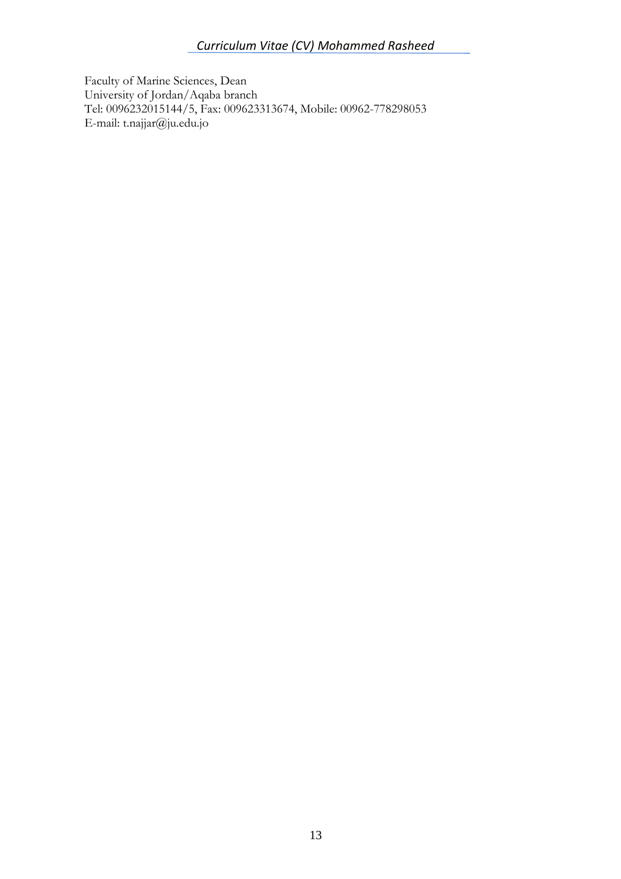Faculty of Marine Sciences, Dean
University of Jordan/Aqaba branch
Tel: 0096232015144/5, Fax: 009623313674, Mobile: 00962-778298053
E-mail: t.najjar@ju.edu.jo